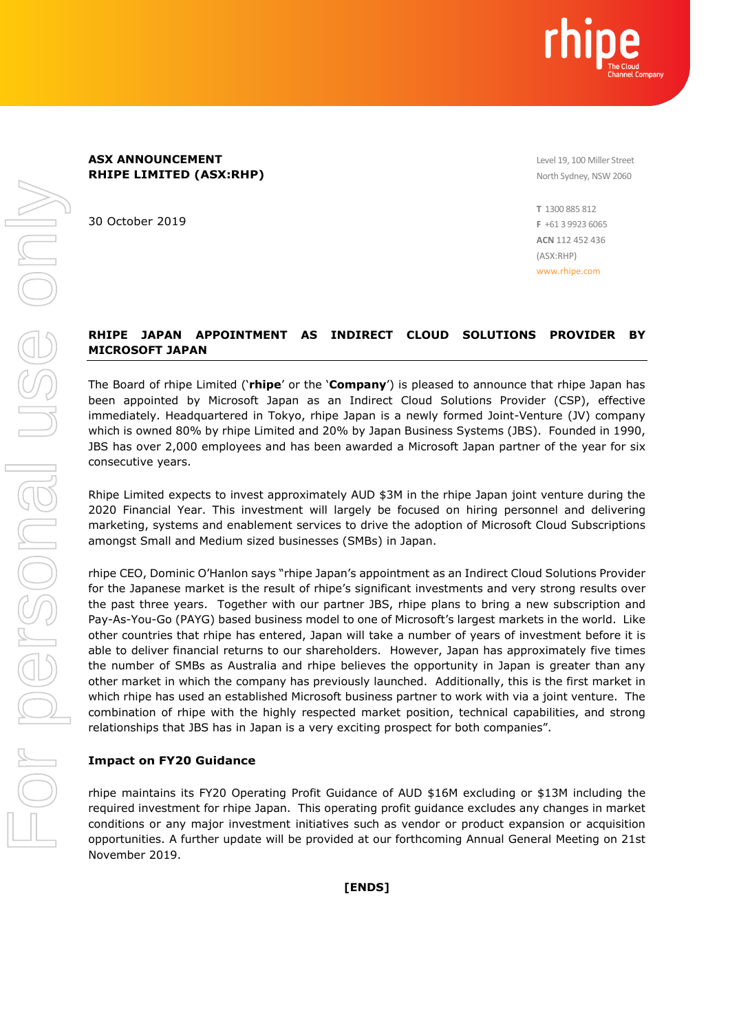**ASX ANNOUNCEMENT**
**RHIPE LIMITED (ASX:RHP)**

Level 19, 100 Miller Street
North Sydney, NSW 2060

T 1300 885 812
F +61 3 9923 6065
ACN 112 452 436
(ASX:RHP)
www.rhipe.com

30 October 2019

## RHIPE JAPAN APPOINTMENT AS INDIRECT CLOUD SOLUTIONS PROVIDER BY MICROSOFT JAPAN

The Board of rhipe Limited ('**rhipe**' or the '**Company**') is pleased to announce that rhipe Japan has been appointed by Microsoft Japan as an Indirect Cloud Solutions Provider (CSP), effective immediately. Headquartered in Tokyo, rhipe Japan is a newly formed Joint-Venture (JV) company which is owned 80% by rhipe Limited and 20% by Japan Business Systems (JBS). Founded in 1990, JBS has over 2,000 employees and has been awarded a Microsoft Japan partner of the year for six consecutive years.

Rhipe Limited expects to invest approximately AUD $3M in the rhipe Japan joint venture during the 2020 Financial Year. This investment will largely be focused on hiring personnel and delivering marketing, systems and enablement services to drive the adoption of Microsoft Cloud Subscriptions amongst Small and Medium sized businesses (SMBs) in Japan.

rhipe CEO, Dominic O'Hanlon says "rhipe Japan's appointment as an Indirect Cloud Solutions Provider for the Japanese market is the result of rhipe's significant investments and very strong results over the past three years. Together with our partner JBS, rhipe plans to bring a new subscription and Pay-As-You-Go (PAYG) based business model to one of Microsoft's largest markets in the world. Like other countries that rhipe has entered, Japan will take a number of years of investment before it is able to deliver financial returns to our shareholders. However, Japan has approximately five times the number of SMBs as Australia and rhipe believes the opportunity in Japan is greater than any other market in which the company has previously launched. Additionally, this is the first market in which rhipe has used an established Microsoft business partner to work with via a joint venture. The combination of rhipe with the highly respected market position, technical capabilities, and strong relationships that JBS has in Japan is a very exciting prospect for both companies".

### Impact on FY20 Guidance

rhipe maintains its FY20 Operating Profit Guidance of AUD $16M excluding or $13M including the required investment for rhipe Japan. This operating profit guidance excludes any changes in market conditions or any major investment initiatives such as vendor or product expansion or acquisition opportunities. A further update will be provided at our forthcoming Annual General Meeting on 21st November 2019.

**[ENDS]**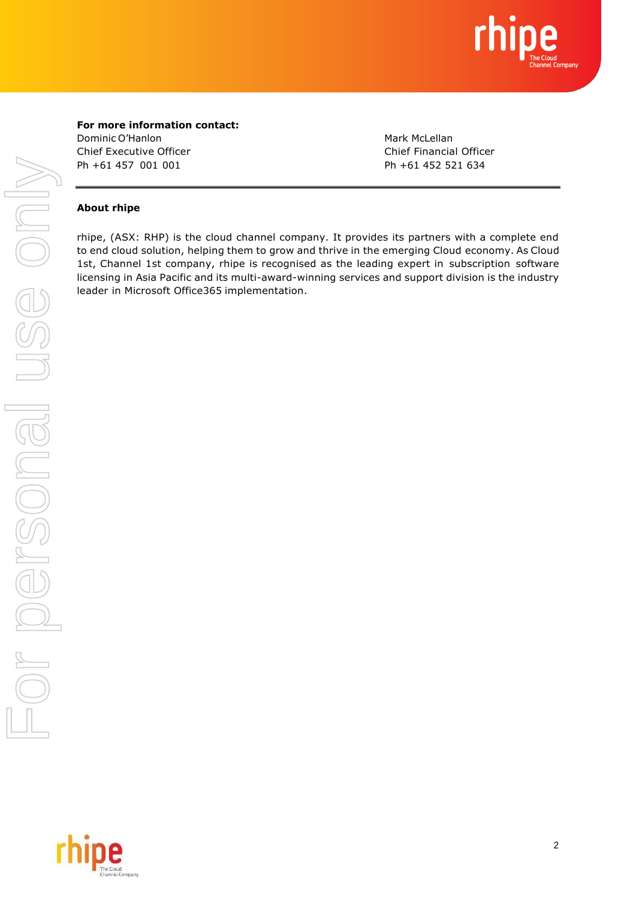**For more information contact:**

Dominic O'Hanlon
Chief Executive Officer
Ph +61 457 001 001

Mark McLellan
Chief Financial Officer
Ph +61 452 521 634

---

**About rhipe**

rhipe, (ASX: RHP) is the cloud channel company. It provides its partners with a complete end to end cloud solution, helping them to grow and thrive in the emerging Cloud economy. As Cloud 1st, Channel 1st company, rhipe is recognised as the leading expert in subscription software licensing in Asia Pacific and its multi-award-winning services and support division is the industry leader in Microsoft Office365 implementation.